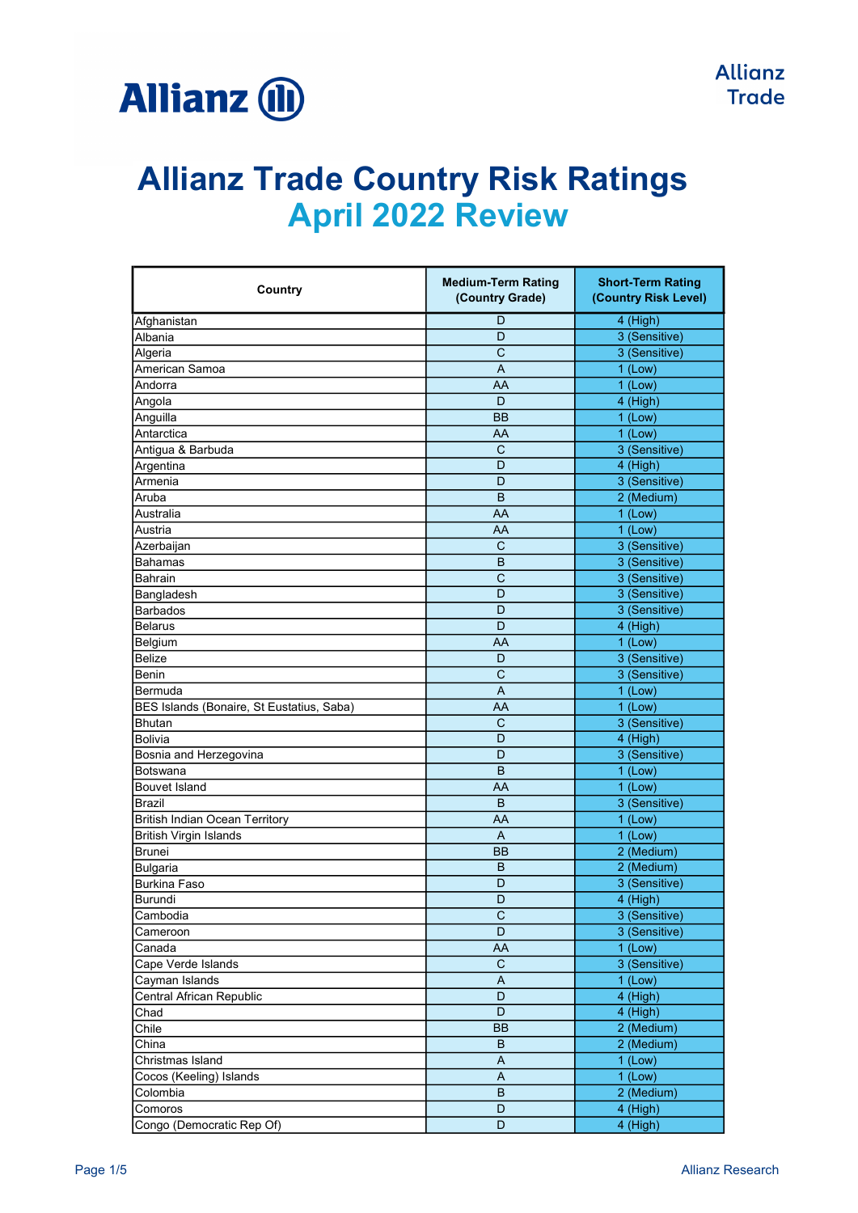# Allianz Trade Country Risk Ratings
## April 2022 Review

| Country | Medium-Term Rating (Country Grade) | Short-Term Rating (Country Risk Level) |
|---|---|---|
| Afghanistan | D | 4 (High) |
| Albania | D | 3 (Sensitive) |
| Algeria | C | 3 (Sensitive) |
| American Samoa | A | 1 (Low) |
| Andorra | AA | 1 (Low) |
| Angola | D | 4 (High) |
| Anguilla | BB | 1 (Low) |
| Antarctica | AA | 1 (Low) |
| Antigua & Barbuda | C | 3 (Sensitive) |
| Argentina | D | 4 (High) |
| Armenia | D | 3 (Sensitive) |
| Aruba | B | 2 (Medium) |
| Australia | AA | 1 (Low) |
| Austria | AA | 1 (Low) |
| Azerbaijan | C | 3 (Sensitive) |
| Bahamas | B | 3 (Sensitive) |
| Bahrain | C | 3 (Sensitive) |
| Bangladesh | D | 3 (Sensitive) |
| Barbados | D | 3 (Sensitive) |
| Belarus | D | 4 (High) |
| Belgium | AA | 1 (Low) |
| Belize | D | 3 (Sensitive) |
| Benin | C | 3 (Sensitive) |
| Bermuda | A | 1 (Low) |
| BES Islands (Bonaire, St Eustatius, Saba) | AA | 1 (Low) |
| Bhutan | C | 3 (Sensitive) |
| Bolivia | D | 4 (High) |
| Bosnia and Herzegovina | D | 3 (Sensitive) |
| Botswana | B | 1 (Low) |
| Bouvet Island | AA | 1 (Low) |
| Brazil | B | 3 (Sensitive) |
| British Indian Ocean Territory | AA | 1 (Low) |
| British Virgin Islands | A | 1 (Low) |
| Brunei | BB | 2 (Medium) |
| Bulgaria | B | 2 (Medium) |
| Burkina Faso | D | 3 (Sensitive) |
| Burundi | D | 4 (High) |
| Cambodia | C | 3 (Sensitive) |
| Cameroon | D | 3 (Sensitive) |
| Canada | AA | 1 (Low) |
| Cape Verde Islands | C | 3 (Sensitive) |
| Cayman Islands | A | 1 (Low) |
| Central African Republic | D | 4 (High) |
| Chad | D | 4 (High) |
| Chile | BB | 2 (Medium) |
| China | B | 2 (Medium) |
| Christmas Island | A | 1 (Low) |
| Cocos (Keeling) Islands | A | 1 (Low) |
| Colombia | B | 2 (Medium) |
| Comoros | D | 4 (High) |
| Congo (Democratic Rep Of) | D | 4 (High) |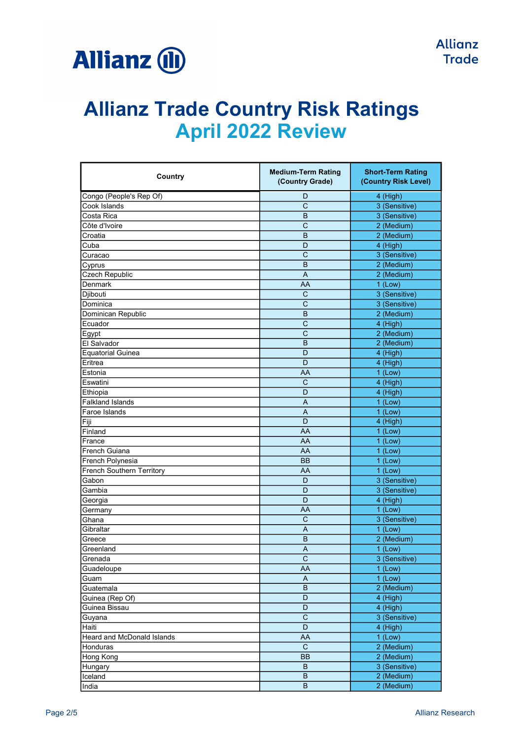# Allianz Trade Country Risk Ratings

## April 2022 Review

| Country | Medium-Term Rating (Country Grade) | Short-Term Rating (Country Risk Level) |
|---|---|---|
| Congo (People's Rep Of) | D | 4 (High) |
| Cook Islands | C | 3 (Sensitive) |
| Costa Rica | B | 3 (Sensitive) |
| Côte d'Ivoire | C | 2 (Medium) |
| Croatia | B | 2 (Medium) |
| Cuba | D | 4 (High) |
| Curacao | C | 3 (Sensitive) |
| Cyprus | B | 2 (Medium) |
| Czech Republic | A | 2 (Medium) |
| Denmark | AA | 1 (Low) |
| Djibouti | C | 3 (Sensitive) |
| Dominica | C | 3 (Sensitive) |
| Dominican Republic | B | 2 (Medium) |
| Ecuador | C | 4 (High) |
| Egypt | C | 2 (Medium) |
| El Salvador | B | 2 (Medium) |
| Equatorial Guinea | D | 4 (High) |
| Eritrea | D | 4 (High) |
| Estonia | AA | 1 (Low) |
| Eswatini | C | 4 (High) |
| Ethiopia | D | 4 (High) |
| Falkland Islands | A | 1 (Low) |
| Faroe Islands | A | 1 (Low) |
| Fiji | D | 4 (High) |
| Finland | AA | 1 (Low) |
| France | AA | 1 (Low) |
| French Guiana | AA | 1 (Low) |
| French Polynesia | BB | 1 (Low) |
| French Southern Territory | AA | 1 (Low) |
| Gabon | D | 3 (Sensitive) |
| Gambia | D | 3 (Sensitive) |
| Georgia | D | 4 (High) |
| Germany | AA | 1 (Low) |
| Ghana | C | 3 (Sensitive) |
| Gibraltar | A | 1 (Low) |
| Greece | B | 2 (Medium) |
| Greenland | A | 1 (Low) |
| Grenada | C | 3 (Sensitive) |
| Guadeloupe | AA | 1 (Low) |
| Guam | A | 1 (Low) |
| Guatemala | B | 2 (Medium) |
| Guinea (Rep Of) | D | 4 (High) |
| Guinea Bissau | D | 4 (High) |
| Guyana | C | 3 (Sensitive) |
| Haiti | D | 4 (High) |
| Heard and McDonald Islands | AA | 1 (Low) |
| Honduras | C | 2 (Medium) |
| Hong Kong | BB | 2 (Medium) |
| Hungary | B | 3 (Sensitive) |
| Iceland | B | 2 (Medium) |
| India | B | 2 (Medium) |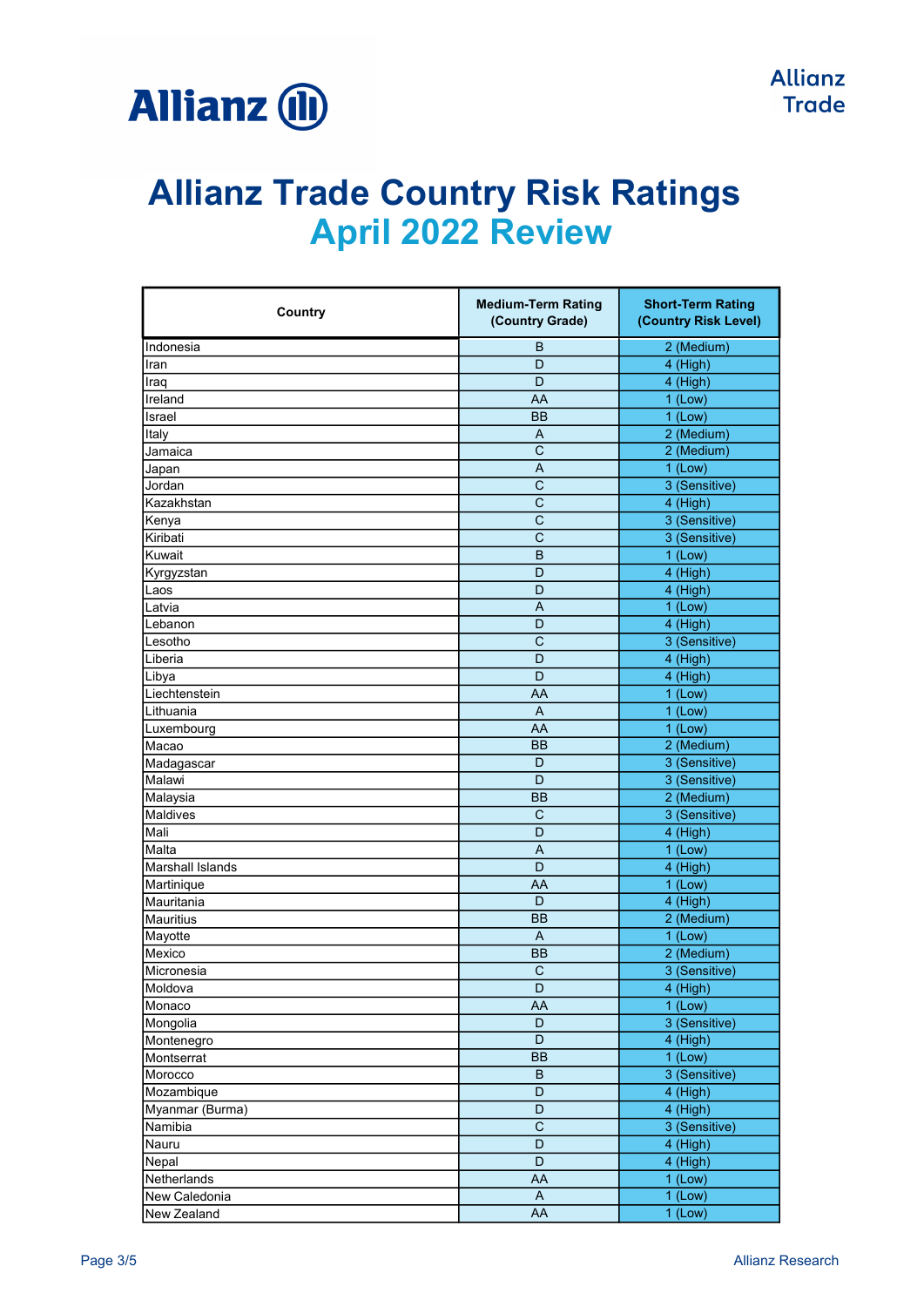# Allianz Trade Country Risk Ratings
## April 2022 Review

| Country | Medium-Term Rating (Country Grade) | Short-Term Rating (Country Risk Level) |
|---|---|---|
| Indonesia | B | 2 (Medium) |
| Iran | D | 4 (High) |
| Iraq | D | 4 (High) |
| Ireland | AA | 1 (Low) |
| Israel | BB | 1 (Low) |
| Italy | A | 2 (Medium) |
| Jamaica | C | 2 (Medium) |
| Japan | A | 1 (Low) |
| Jordan | C | 3 (Sensitive) |
| Kazakhstan | C | 4 (High) |
| Kenya | C | 3 (Sensitive) |
| Kiribati | C | 3 (Sensitive) |
| Kuwait | B | 1 (Low) |
| Kyrgyzstan | D | 4 (High) |
| Laos | D | 4 (High) |
| Latvia | A | 1 (Low) |
| Lebanon | D | 4 (High) |
| Lesotho | C | 3 (Sensitive) |
| Liberia | D | 4 (High) |
| Libya | D | 4 (High) |
| Liechtenstein | AA | 1 (Low) |
| Lithuania | A | 1 (Low) |
| Luxembourg | AA | 1 (Low) |
| Macao | BB | 2 (Medium) |
| Madagascar | D | 3 (Sensitive) |
| Malawi | D | 3 (Sensitive) |
| Malaysia | BB | 2 (Medium) |
| Maldives | C | 3 (Sensitive) |
| Mali | D | 4 (High) |
| Malta | A | 1 (Low) |
| Marshall Islands | D | 4 (High) |
| Martinique | AA | 1 (Low) |
| Mauritania | D | 4 (High) |
| Mauritius | BB | 2 (Medium) |
| Mayotte | A | 1 (Low) |
| Mexico | BB | 2 (Medium) |
| Micronesia | C | 3 (Sensitive) |
| Moldova | D | 4 (High) |
| Monaco | AA | 1 (Low) |
| Mongolia | D | 3 (Sensitive) |
| Montenegro | D | 4 (High) |
| Montserrat | BB | 1 (Low) |
| Morocco | B | 3 (Sensitive) |
| Mozambique | D | 4 (High) |
| Myanmar (Burma) | D | 4 (High) |
| Namibia | C | 3 (Sensitive) |
| Nauru | D | 4 (High) |
| Nepal | D | 4 (High) |
| Netherlands | AA | 1 (Low) |
| New Caledonia | A | 1 (Low) |
| New Zealand | AA | 1 (Low) |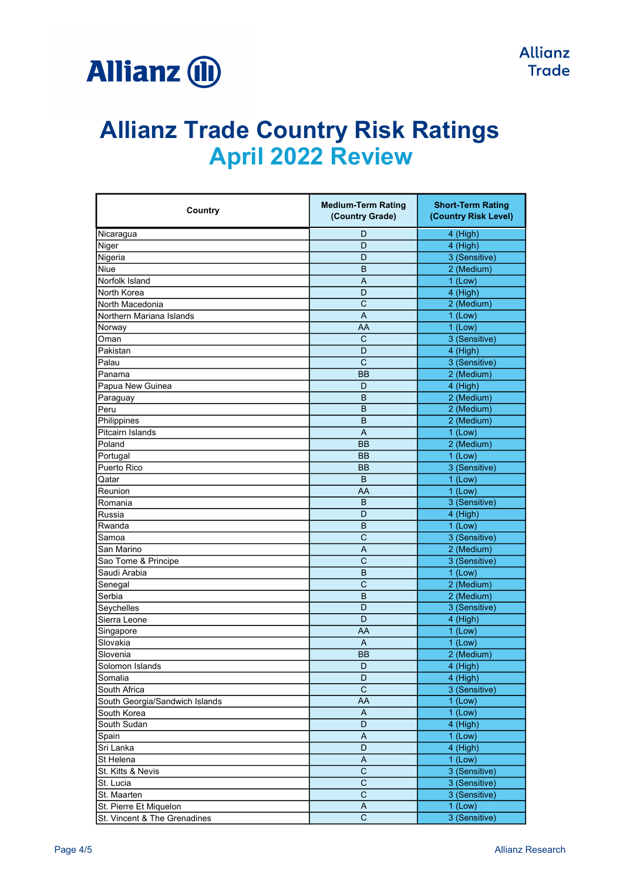# Allianz Trade Country Risk Ratings

## April 2022 Review

| Country | Medium-Term Rating (Country Grade) | Short-Term Rating (Country Risk Level) |
|---|---|---|
| Nicaragua | D | 4 (High) |
| Niger | D | 4 (High) |
| Nigeria | D | 3 (Sensitive) |
| Niue | B | 2 (Medium) |
| Norfolk Island | A | 1 (Low) |
| North Korea | D | 4 (High) |
| North Macedonia | C | 2 (Medium) |
| Northern Mariana Islands | A | 1 (Low) |
| Norway | AA | 1 (Low) |
| Oman | C | 3 (Sensitive) |
| Pakistan | D | 4 (High) |
| Palau | C | 3 (Sensitive) |
| Panama | BB | 2 (Medium) |
| Papua New Guinea | D | 4 (High) |
| Paraguay | B | 2 (Medium) |
| Peru | B | 2 (Medium) |
| Philippines | B | 2 (Medium) |
| Pitcairn Islands | A | 1 (Low) |
| Poland | BB | 2 (Medium) |
| Portugal | BB | 1 (Low) |
| Puerto Rico | BB | 3 (Sensitive) |
| Qatar | B | 1 (Low) |
| Reunion | AA | 1 (Low) |
| Romania | B | 3 (Sensitive) |
| Russia | D | 4 (High) |
| Rwanda | B | 1 (Low) |
| Samoa | C | 3 (Sensitive) |
| San Marino | A | 2 (Medium) |
| Sao Tome & Principe | C | 3 (Sensitive) |
| Saudi Arabia | B | 1 (Low) |
| Senegal | C | 2 (Medium) |
| Serbia | B | 2 (Medium) |
| Seychelles | D | 3 (Sensitive) |
| Sierra Leone | D | 4 (High) |
| Singapore | AA | 1 (Low) |
| Slovakia | A | 1 (Low) |
| Slovenia | BB | 2 (Medium) |
| Solomon Islands | D | 4 (High) |
| Somalia | D | 4 (High) |
| South Africa | C | 3 (Sensitive) |
| South Georgia/Sandwich Islands | AA | 1 (Low) |
| South Korea | A | 1 (Low) |
| South Sudan | D | 4 (High) |
| Spain | A | 1 (Low) |
| Sri Lanka | D | 4 (High) |
| St Helena | A | 1 (Low) |
| St. Kitts & Nevis | C | 3 (Sensitive) |
| St. Lucia | C | 3 (Sensitive) |
| St. Maarten | C | 3 (Sensitive) |
| St. Pierre Et Miquelon | A | 1 (Low) |
| St. Vincent & The Grenadines | C | 3 (Sensitive) |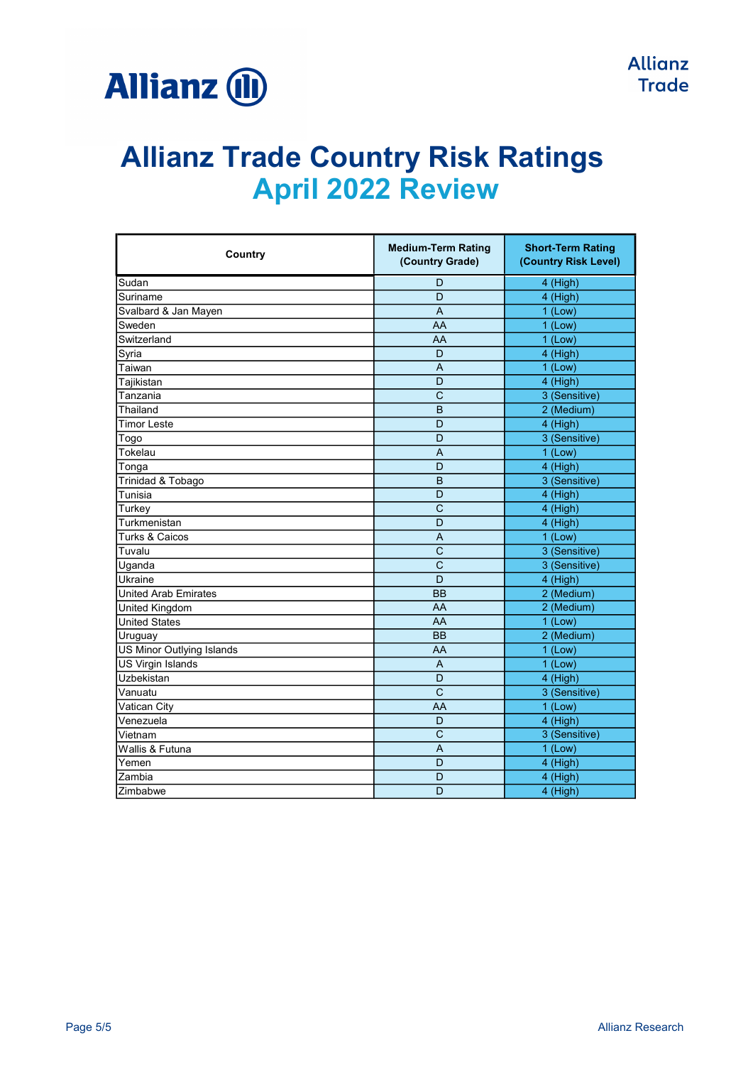# Allianz Trade Country Risk Ratings
## April 2022 Review

| Country | Medium-Term Rating (Country Grade) | Short-Term Rating (Country Risk Level) |
|---|---|---|
| Sudan | D | 4 (High) |
| Suriname | D | 4 (High) |
| Svalbard & Jan Mayen | A | 1 (Low) |
| Sweden | AA | 1 (Low) |
| Switzerland | AA | 1 (Low) |
| Syria | D | 4 (High) |
| Taiwan | A | 1 (Low) |
| Tajikistan | D | 4 (High) |
| Tanzania | C | 3 (Sensitive) |
| Thailand | B | 2 (Medium) |
| Timor Leste | D | 4 (High) |
| Togo | D | 3 (Sensitive) |
| Tokelau | A | 1 (Low) |
| Tonga | D | 4 (High) |
| Trinidad & Tobago | B | 3 (Sensitive) |
| Tunisia | D | 4 (High) |
| Turkey | C | 4 (High) |
| Turkmenistan | D | 4 (High) |
| Turks & Caicos | A | 1 (Low) |
| Tuvalu | C | 3 (Sensitive) |
| Uganda | C | 3 (Sensitive) |
| Ukraine | D | 4 (High) |
| United Arab Emirates | BB | 2 (Medium) |
| United Kingdom | AA | 2 (Medium) |
| United States | AA | 1 (Low) |
| Uruguay | BB | 2 (Medium) |
| US Minor Outlying Islands | AA | 1 (Low) |
| US Virgin Islands | A | 1 (Low) |
| Uzbekistan | D | 4 (High) |
| Vanuatu | C | 3 (Sensitive) |
| Vatican City | AA | 1 (Low) |
| Venezuela | D | 4 (High) |
| Vietnam | C | 3 (Sensitive) |
| Wallis & Futuna | A | 1 (Low) |
| Yemen | D | 4 (High) |
| Zambia | D | 4 (High) |
| Zimbabwe | D | 4 (High) |